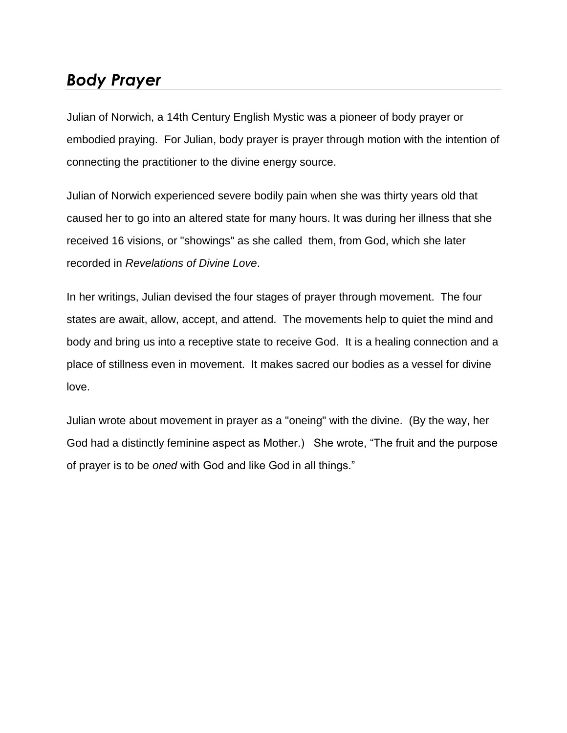## *Body Prayer*

Julian of Norwich, a 14th Century English Mystic was a pioneer of body prayer or embodied praying. For Julian, body prayer is prayer through motion with the intention of connecting the practitioner to the divine energy source.

Julian of Norwich experienced severe bodily pain when she was thirty years old that caused her to go into an altered state for many hours. It was during her illness that she received 16 visions, or "showings" as she called them, from God, which she later recorded in *Revelations of Divine Love*.

In her writings, Julian devised the four stages of prayer through movement. The four states are await, allow, accept, and attend. The movements help to quiet the mind and body and bring us into a receptive state to receive God. It is a healing connection and a place of stillness even in movement. It makes sacred our bodies as a vessel for divine love.

Julian wrote about movement in prayer as a "oneing" with the divine. (By the way, her God had a distinctly feminine aspect as Mother.) She wrote, “The fruit and the purpose of prayer is to be *oned* with God and like God in all things.”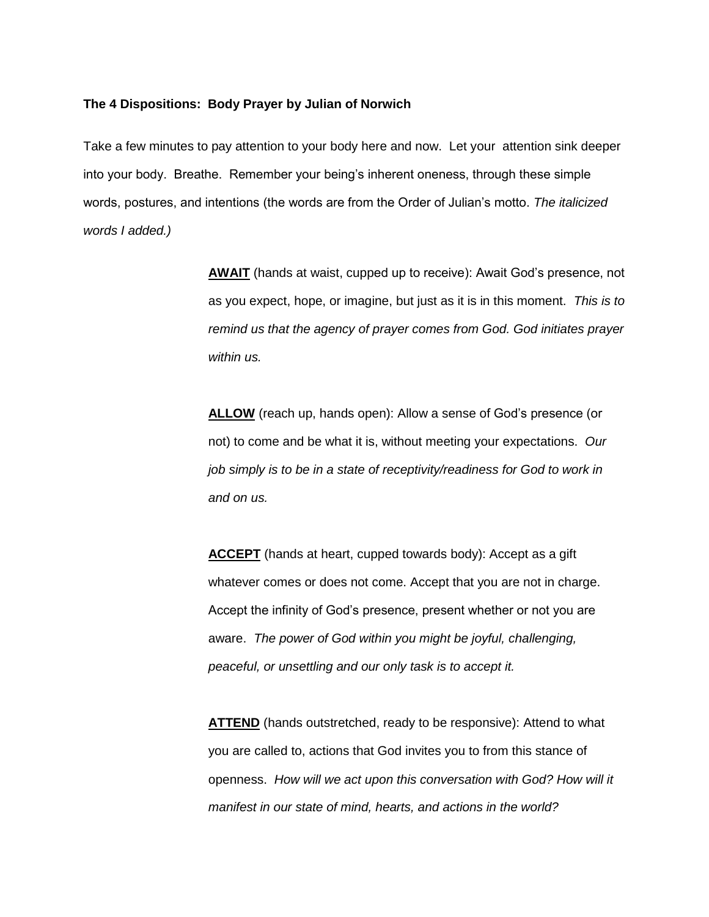**The 4 Dispositions: Body Prayer by Julian of Norwich**

Take a few minutes to pay attention to your body here and now. Let your attention sink deeper into your body. Breathe. Remember your being's inherent oneness, through these simple words, postures, and intentions (the words are from the Order of Julian's motto. *The italicized words I added.)*

> **AWAIT** (hands at waist, cupped up to receive): Await God's presence, not as you expect, hope, or imagine, but just as it is in this moment. *This is to remind us that the agency of prayer comes from God. God initiates prayer within us.*
>
> **ALLOW** (reach up, hands open): Allow a sense of God's presence (or not) to come and be what it is, without meeting your expectations. *Our job simply is to be in a state of receptivity/readiness for God to work in and on us.*
>
> **ACCEPT** (hands at heart, cupped towards body): Accept as a gift whatever comes or does not come. Accept that you are not in charge. Accept the infinity of God's presence, present whether or not you are aware. *The power of God within you might be joyful, challenging, peaceful, or unsettling and our only task is to accept it.*
>
> **ATTEND** (hands outstretched, ready to be responsive): Attend to what you are called to, actions that God invites you to from this stance of openness. *How will we act upon this conversation with God? How will it manifest in our state of mind, hearts, and actions in the world?*